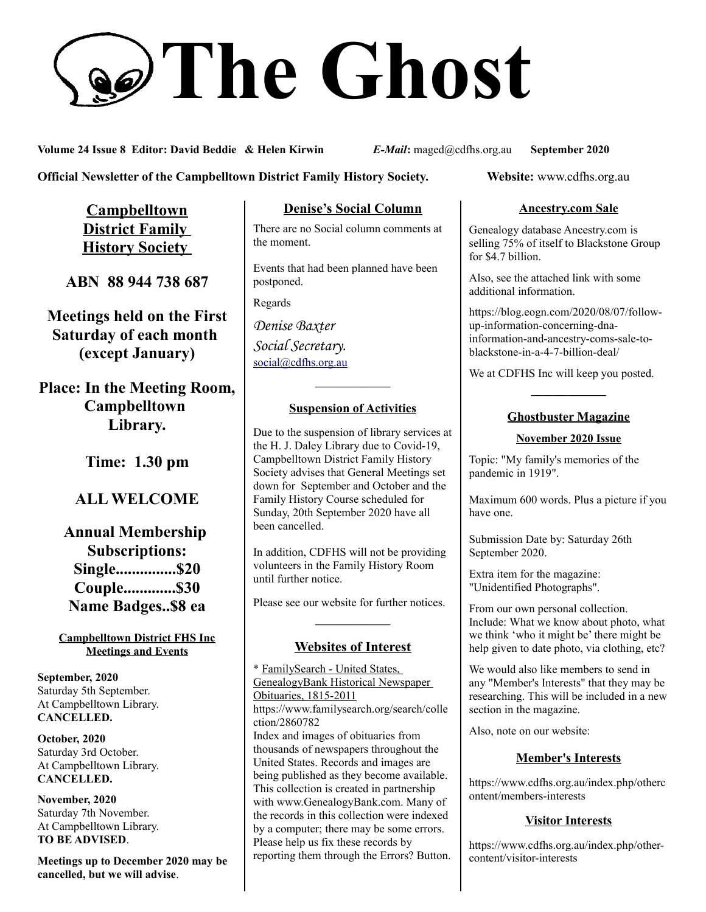# The Ghost

**Volume 24 Issue 8 Editor: David Beddie & Helen Kirwin** ***E-Mail*****:** maged@cdfhs.org.au **September 2020**

**Official Newsletter of the Campbelltown District Family History Society.** **Website:** www.cdfhs.org.au

## Campbelltown District Family History Society

**ABN 88 944 738 687**

**Meetings held on the First Saturday of each month (except January)**

**Place: In the Meeting Room, Campbelltown Library.**

**Time: 1.30 pm**

**ALL WELCOME**

**Annual Membership Subscriptions:**
**Single...............$20**
**Couple.............$30**
**Name Badges..$8 ea**

### Campbelltown District FHS Inc Meetings and Events

**September, 2020**
Saturday 5th September.
At Campbelltown Library.
**CANCELLED.**

**October, 2020**
Saturday 3rd October.
At Campbelltown Library.
**CANCELLED.**

**November, 2020**
Saturday 7th November.
At Campbelltown Library.
**TO BE ADVISED**.

**Meetings up to December 2020 may be cancelled, but we will advise**.

## Denise's Social Column

There are no Social column comments at the moment.

Events that had been planned have been postponed.

Regards

*Denise Baxter*
*Social Secretary.*
social@cdfhs.org.au

## Suspension of Activities

Due to the suspension of library services at the H. J. Daley Library due to Covid-19, Campbelltown District Family History Society advises that General Meetings set down for September and October and the Family History Course scheduled for Sunday, 20th September 2020 have all been cancelled.

In addition, CDFHS will not be providing volunteers in the Family History Room until further notice.

Please see our website for further notices.

## Websites of Interest

* FamilySearch - United States, GenealogyBank Historical Newspaper Obituaries, 1815-2011
https://www.familysearch.org/search/collection/2860782
Index and images of obituaries from thousands of newspapers throughout the United States. Records and images are being published as they become available. This collection is created in partnership with www.GenealogyBank.com. Many of the records in this collection were indexed by a computer; there may be some errors. Please help us fix these records by reporting them through the Errors? Button.

## Ancestry.com Sale

Genealogy database Ancestry.com is selling 75% of itself to Blackstone Group for $4.7 billion.

Also, see the attached link with some additional information.

https://blog.eogn.com/2020/08/07/follow-up-information-concerning-dna-information-and-ancestry-coms-sale-to-blackstone-in-a-4-7-billion-deal/

We at CDFHS Inc will keep you posted.

## Ghostbuster Magazine

### November 2020 Issue

Topic: "My family's memories of the pandemic in 1919".

Maximum 600 words. Plus a picture if you have one.

Submission Date by: Saturday 26th September 2020.

Extra item for the magazine: "Unidentified Photographs".

From our own personal collection. Include: What we know about photo, what we think 'who it might be' there might be help given to date photo, via clothing, etc?

We would also like members to send in any "Member's Interests" that they may be researching. This will be included in a new section in the magazine.

Also, note on our website:

### Member's Interests

https://www.cdfhs.org.au/index.php/othercontent/members-interests

### Visitor Interests

https://www.cdfhs.org.au/index.php/other-content/visitor-interests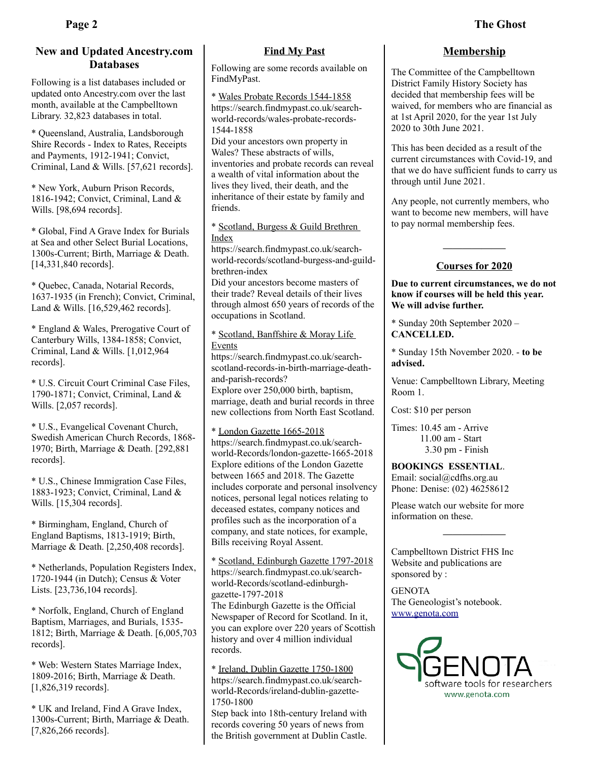## New and Updated Ancestry.com Databases

Following is a list databases included or updated onto Ancestry.com over the last month, available at the Campbelltown Library. 32,823 databases in total.

* Queensland, Australia, Landsborough Shire Records - Index to Rates, Receipts and Payments, 1912-1941; Convict, Criminal, Land & Wills. [57,621 records].

* New York, Auburn Prison Records, 1816-1942; Convict, Criminal, Land & Wills. [98,694 records].

* Global, Find A Grave Index for Burials at Sea and other Select Burial Locations, 1300s-Current; Birth, Marriage & Death. [14,331,840 records].

* Quebec, Canada, Notarial Records, 1637-1935 (in French); Convict, Criminal, Land & Wills. [16,529,462 records].

* England & Wales, Prerogative Court of Canterbury Wills, 1384-1858; Convict, Criminal, Land & Wills. [1,012,964 records].

* U.S. Circuit Court Criminal Case Files, 1790-1871; Convict, Criminal, Land & Wills. [2,057 records].

* U.S., Evangelical Covenant Church, Swedish American Church Records, 1868-1970; Birth, Marriage & Death. [292,881 records].

* U.S., Chinese Immigration Case Files, 1883-1923; Convict, Criminal, Land & Wills. [15,304 records].

* Birmingham, England, Church of England Baptisms, 1813-1919; Birth, Marriage & Death. [2,250,408 records].

* Netherlands, Population Registers Index, 1720-1944 (in Dutch); Census & Voter Lists. [23,736,104 records].

* Norfolk, England, Church of England Baptism, Marriages, and Burials, 1535-1812; Birth, Marriage & Death. [6,005,703 records].

* Web: Western States Marriage Index, 1809-2016; Birth, Marriage & Death. [1,826,319 records].

* UK and Ireland, Find A Grave Index, 1300s-Current; Birth, Marriage & Death. [7,826,266 records].

## Find My Past

Following are some records available on FindMyPast.

* Wales Probate Records 1544-1858
https://search.findmypast.co.uk/search-world-records/wales-probate-records-1544-1858
Did your ancestors own property in Wales? These abstracts of wills, inventories and probate records can reveal a wealth of vital information about the lives they lived, their death, and the inheritance of their estate by family and friends.

* Scotland, Burgess & Guild Brethren Index
https://search.findmypast.co.uk/search-world-records/scotland-burgess-and-guild-brethren-index
Did your ancestors become masters of their trade? Reveal details of their lives through almost 650 years of records of the occupations in Scotland.

* Scotland, Banffshire & Moray Life Events
https://search.findmypast.co.uk/search-scotland-records-in-birth-marriage-death-and-parish-records?
Explore over 250,000 birth, baptism, marriage, death and burial records in three new collections from North East Scotland.

* London Gazette 1665-2018
https://search.findmypast.co.uk/search-world-Records/london-gazette-1665-2018
Explore editions of the London Gazette between 1665 and 2018. The Gazette includes corporate and personal insolvency notices, personal legal notices relating to deceased estates, company notices and profiles such as the incorporation of a company, and state notices, for example, Bills receiving Royal Assent.

* Scotland, Edinburgh Gazette 1797-2018
https://search.findmypast.co.uk/search-world-Records/scotland-edinburgh-gazette-1797-2018
The Edinburgh Gazette is the Official Newspaper of Record for Scotland. In it, you can explore over 220 years of Scottish history and over 4 million individual records.

* Ireland, Dublin Gazette 1750-1800
https://search.findmypast.co.uk/search-world-Records/ireland-dublin-gazette-1750-1800
Step back into 18th-century Ireland with records covering 50 years of news from the British government at Dublin Castle.

## Membership

The Committee of the Campbelltown District Family History Society has decided that membership fees will be waived, for members who are financial as at 1st April 2020, for the year 1st July 2020 to 30th June 2021.

This has been decided as a result of the current circumstances with Covid-19, and that we do have sufficient funds to carry us through until June 2021.

Any people, not currently members, who want to become new members, will have to pay normal membership fees.

---

## Courses for 2020

**Due to current circumstances, we do not know if courses will be held this year. We will advise further.**

* Sunday 20th September 2020 – **CANCELLED.**

* Sunday 15th November 2020. - **to be advised.**

Venue: Campbelltown Library, Meeting Room 1.

Cost: $10 per person

Times: 10.45 am - Arrive
11.00 am - Start
3.30 pm - Finish

**BOOKINGS ESSENTIAL**.
Email: social@cdfhs.org.au
Phone: Denise: (02) 46258612

Please watch our website for more information on these.

---

Campbelltown District FHS Inc Website and publications are sponsored by :

GENOTA
The Geneologist's notebook.
www.genota.com

GENOTA
software tools for researchers
www.genota.com